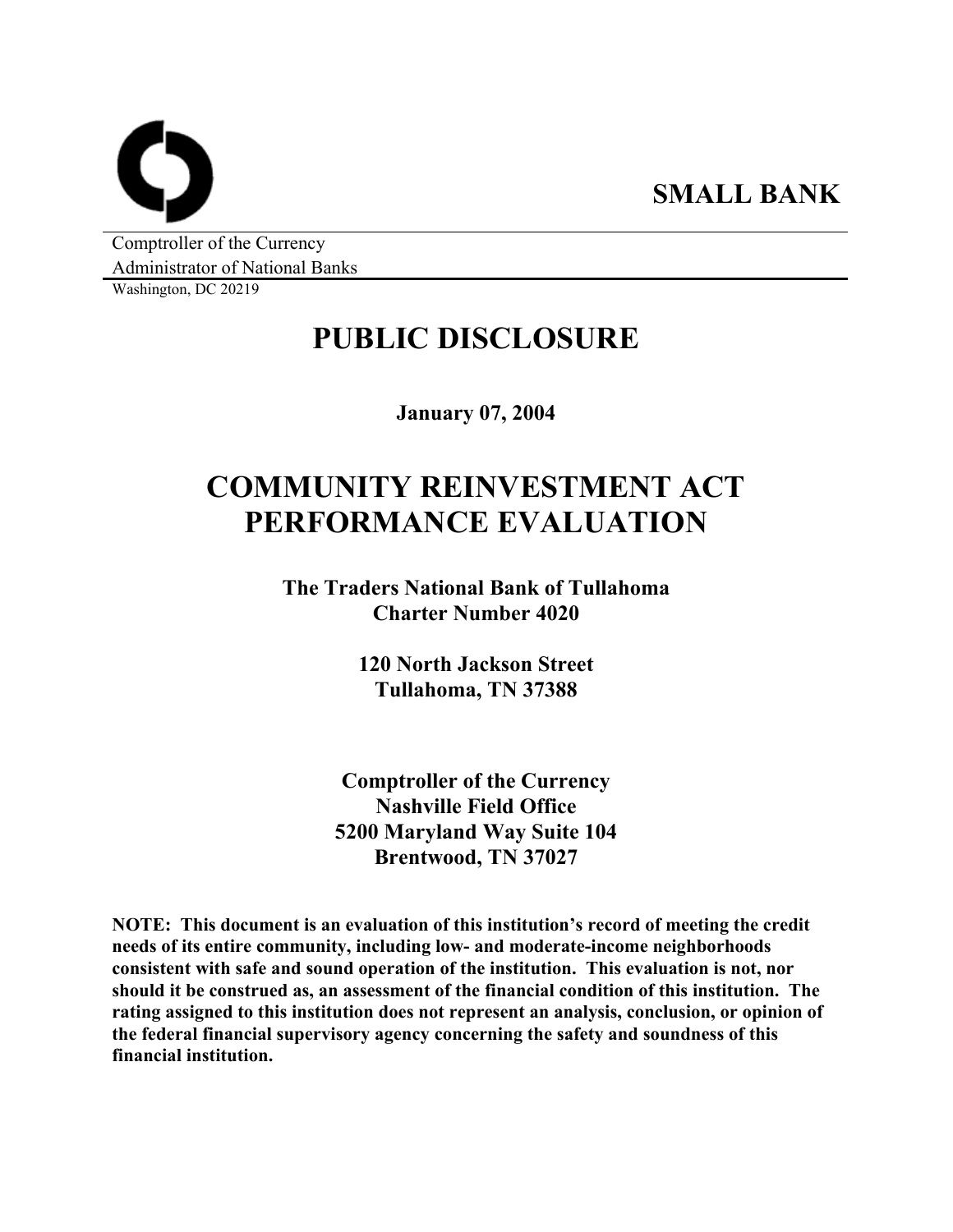**SMALL BANK**

Comptroller of the Currency
Administrator of National Banks
Washington, DC 20219

# PUBLIC DISCLOSURE

**January 07, 2004**

# COMMUNITY REINVESTMENT ACT PERFORMANCE EVALUATION

**The Traders National Bank of Tullahoma**
**Charter Number 4020**

**120 North Jackson Street**
**Tullahoma, TN 37388**

**Comptroller of the Currency**
**Nashville Field Office**
**5200 Maryland Way Suite 104**
**Brentwood, TN 37027**

**NOTE: This document is an evaluation of this institution's record of meeting the credit needs of its entire community, including low- and moderate-income neighborhoods consistent with safe and sound operation of the institution. This evaluation is not, nor should it be construed as, an assessment of the financial condition of this institution. The rating assigned to this institution does not represent an analysis, conclusion, or opinion of the federal financial supervisory agency concerning the safety and soundness of this financial institution.**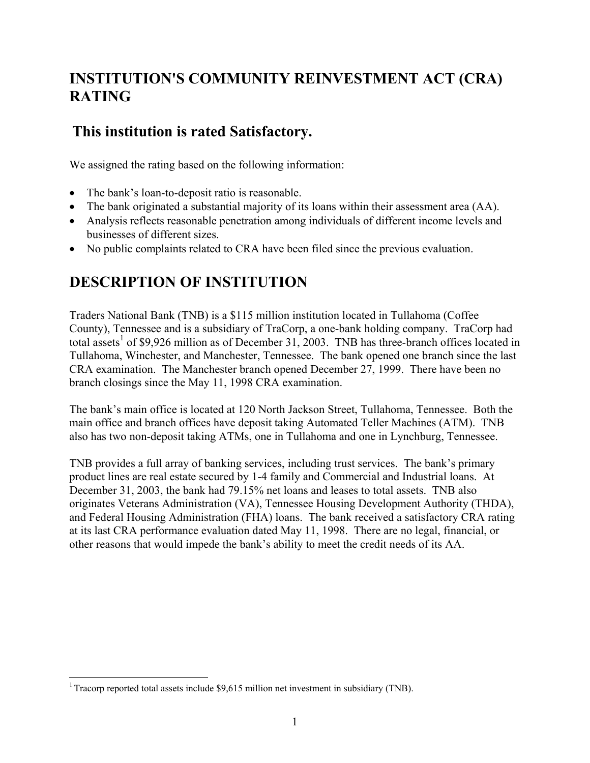# INSTITUTION'S COMMUNITY REINVESTMENT ACT (CRA) RATING

## This institution is rated Satisfactory.

We assigned the rating based on the following information:

- The bank's loan-to-deposit ratio is reasonable.
- The bank originated a substantial majority of its loans within their assessment area (AA).
- Analysis reflects reasonable penetration among individuals of different income levels and businesses of different sizes.
- No public complaints related to CRA have been filed since the previous evaluation.

# DESCRIPTION OF INSTITUTION

Traders National Bank (TNB) is a $115 million institution located in Tullahoma (Coffee County), Tennessee and is a subsidiary of TraCorp, a one-bank holding company. TraCorp had total assets[1] of $9,926 million as of December 31, 2003. TNB has three-branch offices located in Tullahoma, Winchester, and Manchester, Tennessee. The bank opened one branch since the last CRA examination. The Manchester branch opened December 27, 1999. There have been no branch closings since the May 11, 1998 CRA examination.

The bank's main office is located at 120 North Jackson Street, Tullahoma, Tennessee. Both the main office and branch offices have deposit taking Automated Teller Machines (ATM). TNB also has two non-deposit taking ATMs, one in Tullahoma and one in Lynchburg, Tennessee.

TNB provides a full array of banking services, including trust services. The bank's primary product lines are real estate secured by 1-4 family and Commercial and Industrial loans. At December 31, 2003, the bank had 79.15% net loans and leases to total assets. TNB also originates Veterans Administration (VA), Tennessee Housing Development Authority (THDA), and Federal Housing Administration (FHA) loans. The bank received a satisfactory CRA rating at its last CRA performance evaluation dated May 11, 1998. There are no legal, financial, or other reasons that would impede the bank's ability to meet the credit needs of its AA.

[1] Tracorp reported total assets include $9,615 million net investment in subsidiary (TNB).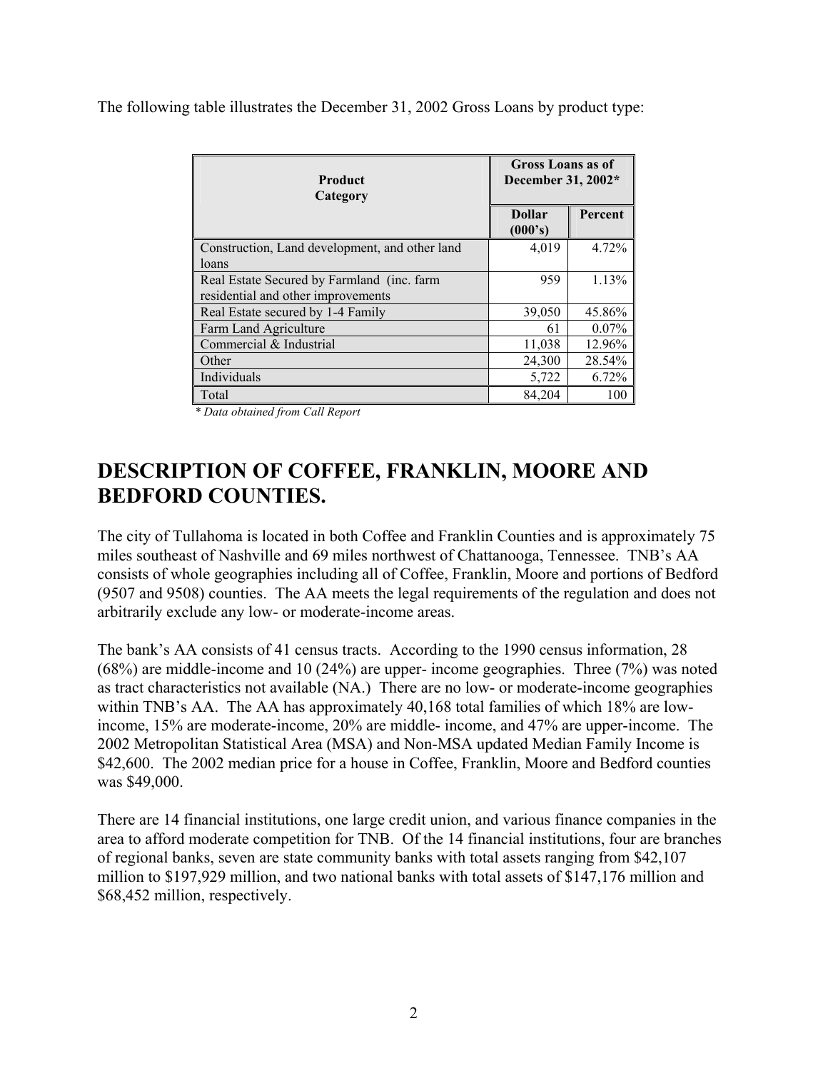The following table illustrates the December 31, 2002 Gross Loans by product type:

| Product Category | Gross Loans as of December 31, 2002* | |
|---|---|---|
| | Dollar (000's) | Percent |
| Construction, Land development, and other land loans | 4,019 | 4.72% |
| Real Estate Secured by Farmland (inc. farm residential and other improvements | 959 | 1.13% |
| Real Estate secured by 1-4 Family | 39,050 | 45.86% |
| Farm Land Agriculture | 61 | 0.07% |
| Commercial & Industrial | 11,038 | 12.96% |
| Other | 24,300 | 28.54% |
| Individuals | 5,722 | 6.72% |
| Total | 84,204 | 100 |

*\* Data obtained from Call Report*

# DESCRIPTION OF COFFEE, FRANKLIN, MOORE AND BEDFORD COUNTIES.

The city of Tullahoma is located in both Coffee and Franklin Counties and is approximately 75 miles southeast of Nashville and 69 miles northwest of Chattanooga, Tennessee. TNB's AA consists of whole geographies including all of Coffee, Franklin, Moore and portions of Bedford (9507 and 9508) counties. The AA meets the legal requirements of the regulation and does not arbitrarily exclude any low- or moderate-income areas.

The bank's AA consists of 41 census tracts. According to the 1990 census information, 28 (68%) are middle-income and 10 (24%) are upper- income geographies. Three (7%) was noted as tract characteristics not available (NA.) There are no low- or moderate-income geographies within TNB's AA. The AA has approximately 40,168 total families of which 18% are low-income, 15% are moderate-income, 20% are middle- income, and 47% are upper-income. The 2002 Metropolitan Statistical Area (MSA) and Non-MSA updated Median Family Income is $42,600. The 2002 median price for a house in Coffee, Franklin, Moore and Bedford counties was $49,000.

There are 14 financial institutions, one large credit union, and various finance companies in the area to afford moderate competition for TNB. Of the 14 financial institutions, four are branches of regional banks, seven are state community banks with total assets ranging from $42,107 million to $197,929 million, and two national banks with total assets of $147,176 million and $68,452 million, respectively.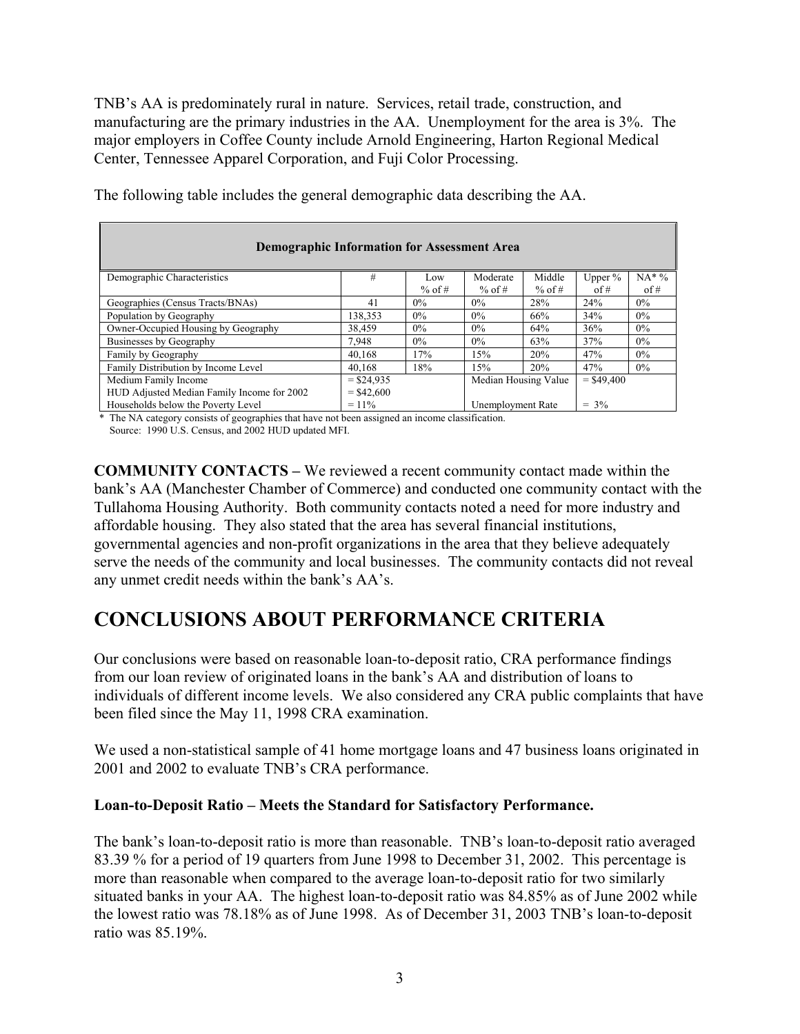TNB's AA is predominately rural in nature. Services, retail trade, construction, and manufacturing are the primary industries in the AA. Unemployment for the area is 3%. The major employers in Coffee County include Arnold Engineering, Harton Regional Medical Center, Tennessee Apparel Corporation, and Fuji Color Processing.

The following table includes the general demographic data describing the AA.

| Demographic Information for Assessment Area | | | | | | |
|---|---|---|---|---|---|---|
| Demographic Characteristics | # | Low % of # | Moderate % of # | Middle % of # | Upper % of # | NA* % of # |
| Geographies (Census Tracts/BNAs) | 41 | 0% | 0% | 28% | 24% | 0% |
| Population by Geography | 138,353 | 0% | 0% | 66% | 34% | 0% |
| Owner-Occupied Housing by Geography | 38,459 | 0% | 0% | 64% | 36% | 0% |
| Businesses by Geography | 7,948 | 0% | 0% | 63% | 37% | 0% |
| Family by Geography | 40,168 | 17% | 15% | 20% | 47% | 0% |
| Family Distribution by Income Level | 40,168 | 18% | 15% | 20% | 47% | 0% |
| Medium Family Income | = $24,935 | | Median Housing Value | | = $49,400 | |
| HUD Adjusted Median Family Income for 2002 | = $42,600 | | | | | |
| Households below the Poverty Level | = 11% | | Unemployment Rate | | = 3% | |

\* The NA category consists of geographies that have not been assigned an income classification.
Source: 1990 U.S. Census, and 2002 HUD updated MFI.

**COMMUNITY CONTACTS –** We reviewed a recent community contact made within the bank's AA (Manchester Chamber of Commerce) and conducted one community contact with the Tullahoma Housing Authority. Both community contacts noted a need for more industry and affordable housing. They also stated that the area has several financial institutions, governmental agencies and non-profit organizations in the area that they believe adequately serve the needs of the community and local businesses. The community contacts did not reveal any unmet credit needs within the bank's AA's.

# CONCLUSIONS ABOUT PERFORMANCE CRITERIA

Our conclusions were based on reasonable loan-to-deposit ratio, CRA performance findings from our loan review of originated loans in the bank's AA and distribution of loans to individuals of different income levels. We also considered any CRA public complaints that have been filed since the May 11, 1998 CRA examination.

We used a non-statistical sample of 41 home mortgage loans and 47 business loans originated in 2001 and 2002 to evaluate TNB's CRA performance.

### Loan-to-Deposit Ratio – Meets the Standard for Satisfactory Performance.

The bank's loan-to-deposit ratio is more than reasonable. TNB's loan-to-deposit ratio averaged 83.39 % for a period of 19 quarters from June 1998 to December 31, 2002. This percentage is more than reasonable when compared to the average loan-to-deposit ratio for two similarly situated banks in your AA. The highest loan-to-deposit ratio was 84.85% as of June 2002 while the lowest ratio was 78.18% as of June 1998. As of December 31, 2003 TNB's loan-to-deposit ratio was 85.19%.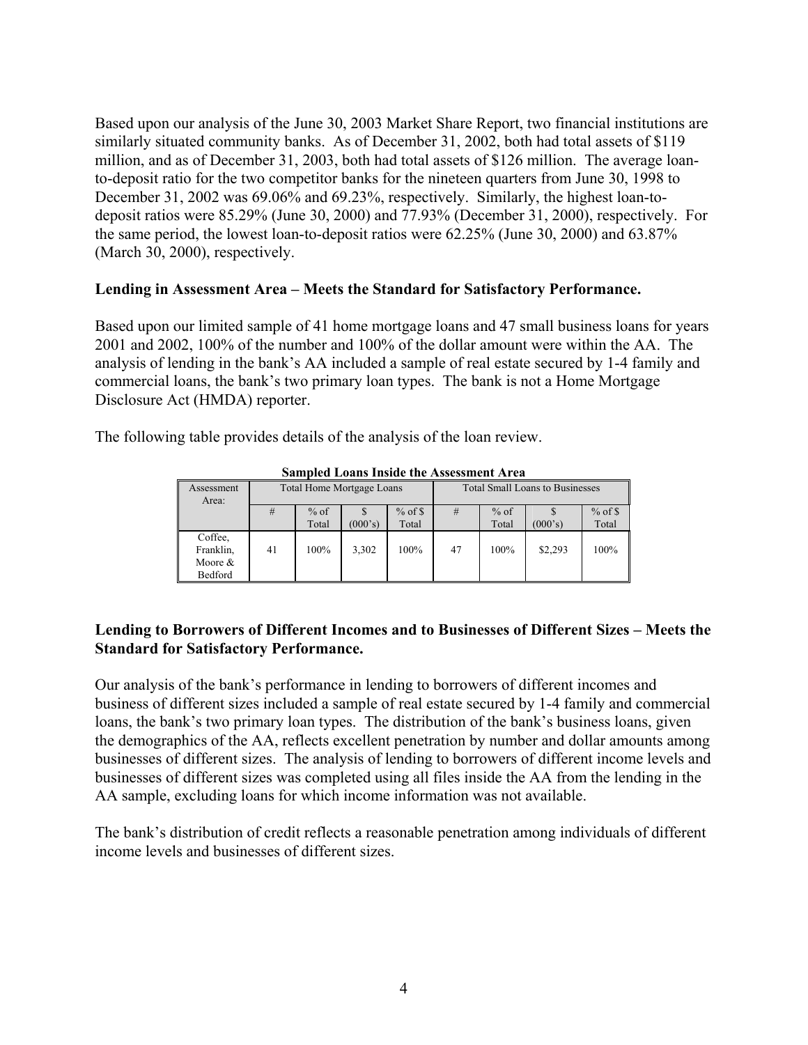Based upon our analysis of the June 30, 2003 Market Share Report, two financial institutions are similarly situated community banks. As of December 31, 2002, both had total assets of $119 million, and as of December 31, 2003, both had total assets of $126 million. The average loan-to-deposit ratio for the two competitor banks for the nineteen quarters from June 30, 1998 to December 31, 2002 was 69.06% and 69.23%, respectively. Similarly, the highest loan-to-deposit ratios were 85.29% (June 30, 2000) and 77.93% (December 31, 2000), respectively. For the same period, the lowest loan-to-deposit ratios were 62.25% (June 30, 2000) and 63.87% (March 30, 2000), respectively.

**Lending in Assessment Area – Meets the Standard for Satisfactory Performance.**

Based upon our limited sample of 41 home mortgage loans and 47 small business loans for years 2001 and 2002, 100% of the number and 100% of the dollar amount were within the AA. The analysis of lending in the bank's AA included a sample of real estate secured by 1-4 family and commercial loans, the bank's two primary loan types. The bank is not a Home Mortgage Disclosure Act (HMDA) reporter.

The following table provides details of the analysis of the loan review.

**Sampled Loans Inside the Assessment Area**

| Assessment Area: | Total Home Mortgage Loans | | | | Total Small Loans to Businesses | | | |
|---|---|---|---|---|---|---|---|---|
| | # | % of Total | $ (000's) | % of $ Total | # | % of Total | $ (000's) | % of $ Total |
| Coffee, Franklin, Moore & Bedford | 41 | 100% | 3,302 | 100% | 47 | 100% | $2,293 | 100% |

**Lending to Borrowers of Different Incomes and to Businesses of Different Sizes – Meets the Standard for Satisfactory Performance.**

Our analysis of the bank's performance in lending to borrowers of different incomes and business of different sizes included a sample of real estate secured by 1-4 family and commercial loans, the bank's two primary loan types. The distribution of the bank's business loans, given the demographics of the AA, reflects excellent penetration by number and dollar amounts among businesses of different sizes. The analysis of lending to borrowers of different income levels and businesses of different sizes was completed using all files inside the AA from the lending in the AA sample, excluding loans for which income information was not available.

The bank's distribution of credit reflects a reasonable penetration among individuals of different income levels and businesses of different sizes.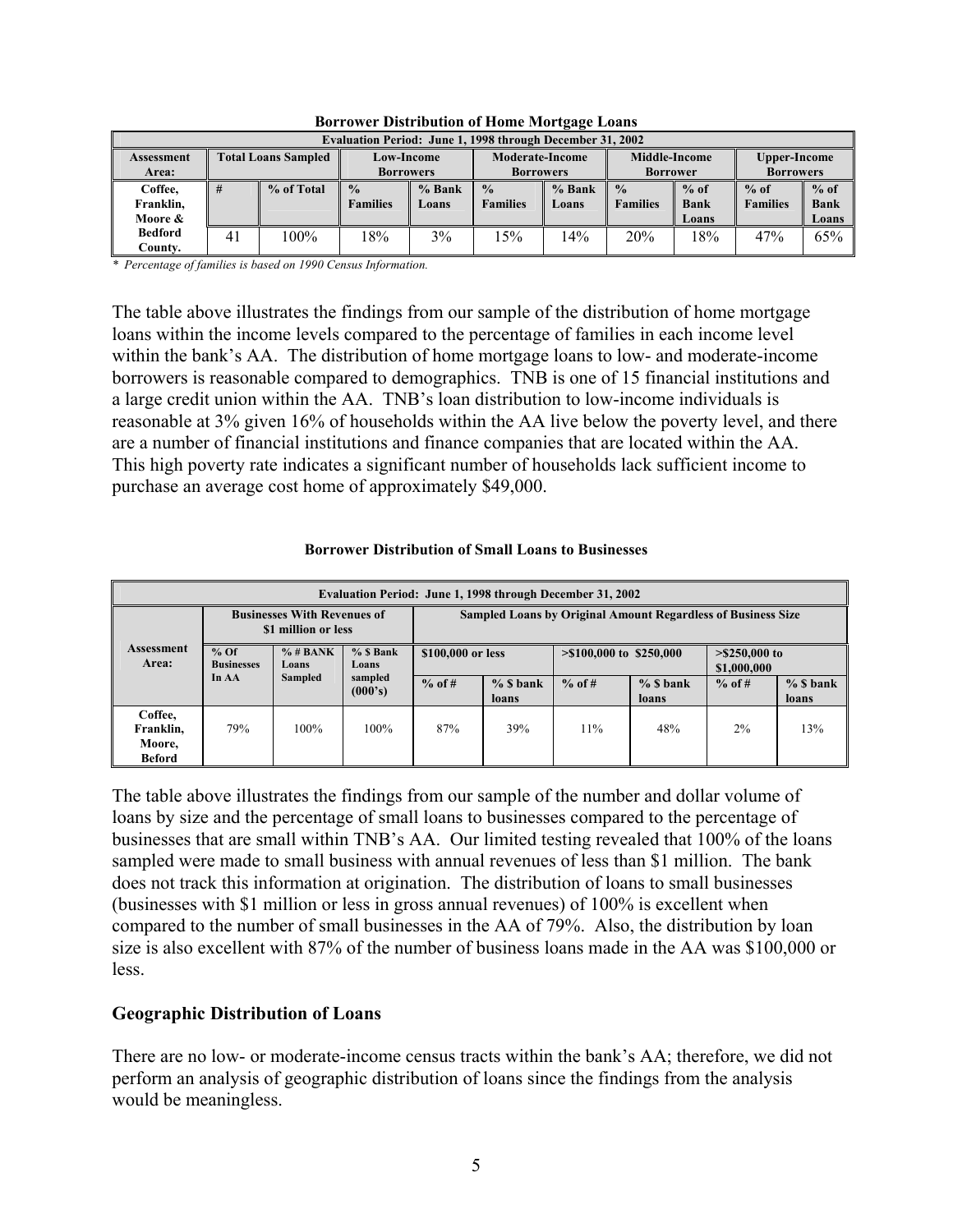**Borrower Distribution of Home Mortgage Loans**

| Evaluation Period: June 1, 1998 through December 31, 2002 | | | | | | | | | | |
|---|---|---|---|---|---|---|---|---|---|---|
| Assessment Area: | Total Loans Sampled | | Low-Income Borrowers | | Moderate-Income Borrowers | | Middle-Income Borrower | | Upper-Income Borrowers | |
| | # | % of Total | % Families | % Bank Loans | % Families | % Bank Loans | % Families | % of Bank Loans | % of Families | % of Bank Loans |
| Coffee, Franklin, Moore & Bedford County. | 41 | 100% | 18% | 3% | 15% | 14% | 20% | 18% | 47% | 65% |

*\* Percentage of families is based on 1990 Census Information.*

The table above illustrates the findings from our sample of the distribution of home mortgage loans within the income levels compared to the percentage of families in each income level within the bank's AA. The distribution of home mortgage loans to low- and moderate-income borrowers is reasonable compared to demographics. TNB is one of 15 financial institutions and a large credit union within the AA. TNB's loan distribution to low-income individuals is reasonable at 3% given 16% of households within the AA live below the poverty level, and there are a number of financial institutions and finance companies that are located within the AA. This high poverty rate indicates a significant number of households lack sufficient income to purchase an average cost home of approximately $49,000.

**Borrower Distribution of Small Loans to Businesses**

| Evaluation Period: June 1, 1998 through December 31, 2002 | | | | | | | | | |
|---|---|---|---|---|---|---|---|---|---|
| Assessment Area: | Businesses With Revenues of $1 million or less | | | Sampled Loans by Original Amount Regardless of Business Size | | | | | |
| | % Of Businesses In AA | % # BANK Loans Sampled | % $ Bank Loans sampled (000's) | $100,000 or less | | >$100,000 to $250,000 | | >$250,000 to $1,000,000 | |
| | | | | % of # | % $ bank loans | % of # | % $ bank loans | % of # | % $ bank loans |
| Coffee, Franklin, Moore, Beford | 79% | 100% | 100% | 87% | 39% | 11% | 48% | 2% | 13% |

The table above illustrates the findings from our sample of the number and dollar volume of loans by size and the percentage of small loans to businesses compared to the percentage of businesses that are small within TNB's AA. Our limited testing revealed that 100% of the loans sampled were made to small business with annual revenues of less than $1 million. The bank does not track this information at origination. The distribution of loans to small businesses (businesses with $1 million or less in gross annual revenues) of 100% is excellent when compared to the number of small businesses in the AA of 79%. Also, the distribution by loan size is also excellent with 87% of the number of business loans made in the AA was $100,000 or less.

### Geographic Distribution of Loans

There are no low- or moderate-income census tracts within the bank's AA; therefore, we did not perform an analysis of geographic distribution of loans since the findings from the analysis would be meaningless.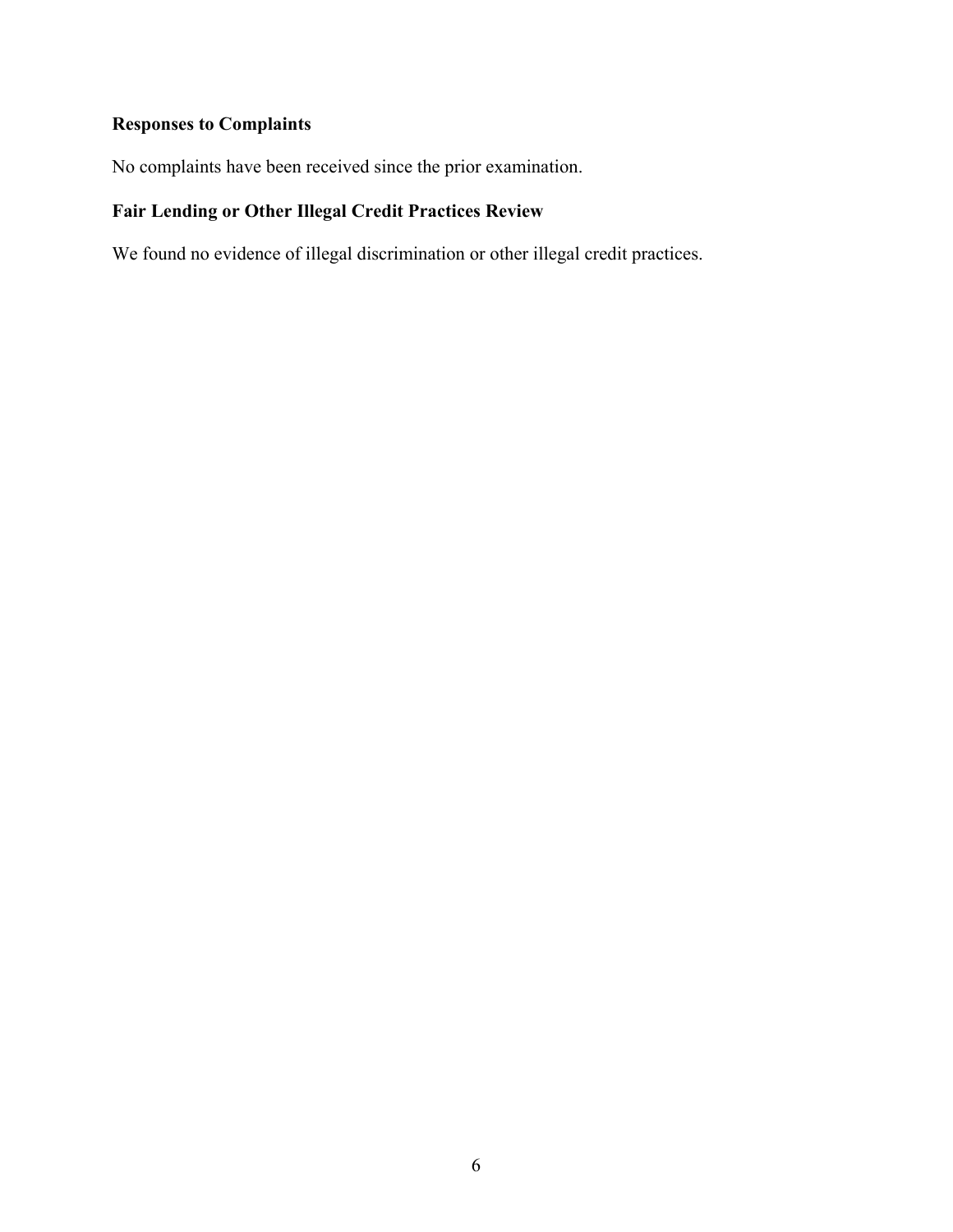### Responses to Complaints

No complaints have been received since the prior examination.

### Fair Lending or Other Illegal Credit Practices Review

We found no evidence of illegal discrimination or other illegal credit practices.